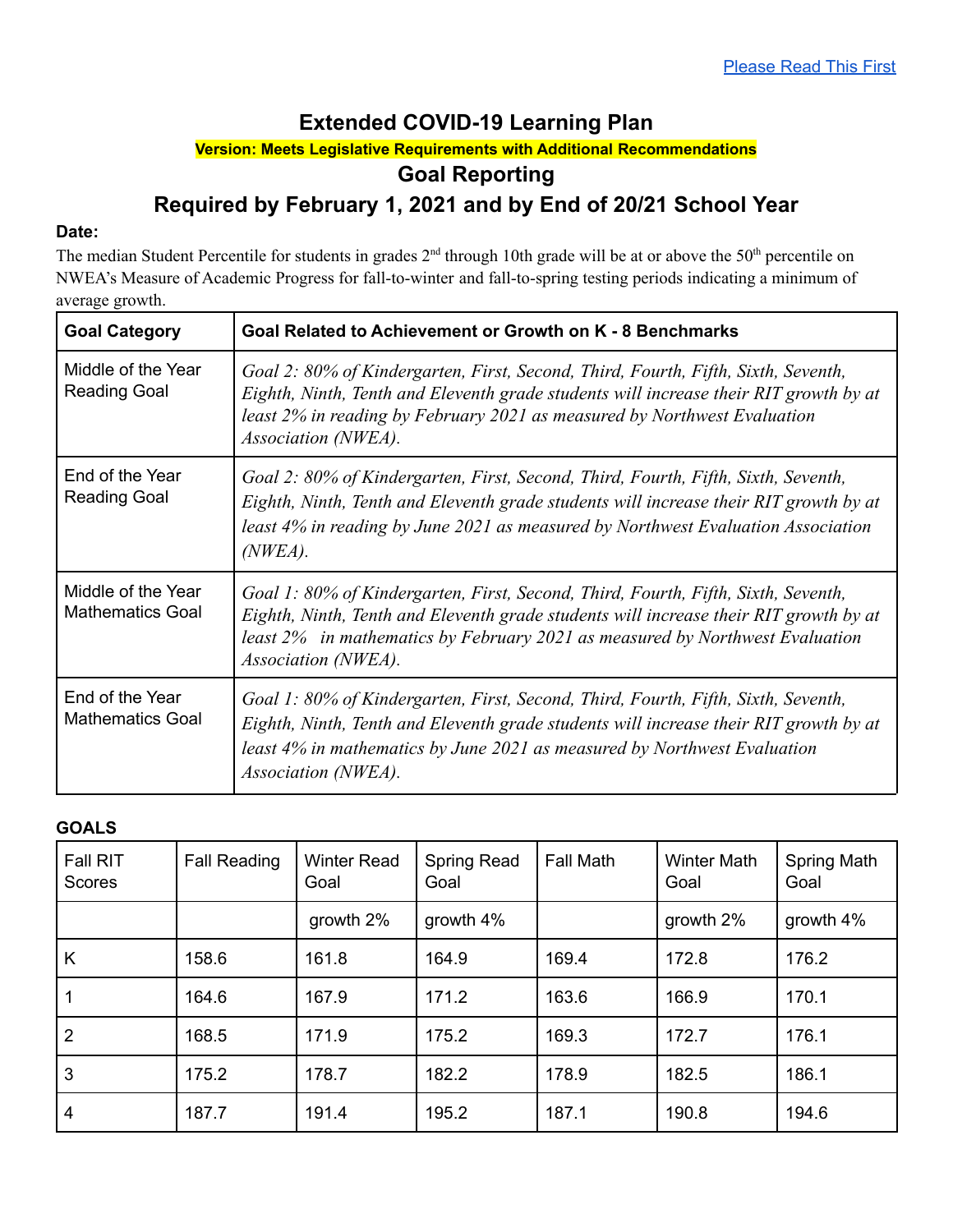Please Read This First

# Extended COVID-19 Learning Plan

**Version: Meets Legislative Requirements with Additional Recommendations**

## Goal Reporting

## Required by February 1, 2021 and by End of 20/21 School Year

**Date:**

The median Student Percentile for students in grades 2nd through 10th grade will be at or above the 50th percentile on NWEA's Measure of Academic Progress for fall-to-winter and fall-to-spring testing periods indicating a minimum of average growth.

| Goal Category | Goal Related to Achievement or Growth on K - 8 Benchmarks |
|---|---|
| Middle of the Year Reading Goal | *Goal 2: 80% of Kindergarten, First, Second, Third, Fourth, Fifth, Sixth, Seventh, Eighth, Ninth, Tenth and Eleventh grade students will increase their RIT growth by at least 2% in reading by February 2021 as measured by Northwest Evaluation Association (NWEA).* |
| End of the Year Reading Goal | *Goal 2: 80% of Kindergarten, First, Second, Third, Fourth, Fifth, Sixth, Seventh, Eighth, Ninth, Tenth and Eleventh grade students will increase their RIT growth by at least 4% in reading by June 2021 as measured by Northwest Evaluation Association (NWEA).* |
| Middle of the Year Mathematics Goal | *Goal 1: 80% of Kindergarten, First, Second, Third, Fourth, Fifth, Sixth, Seventh, Eighth, Ninth, Tenth and Eleventh grade students will increase their RIT growth by at least 2% in mathematics by February 2021 as measured by Northwest Evaluation Association (NWEA).* |
| End of the Year Mathematics Goal | *Goal 1: 80% of Kindergarten, First, Second, Third, Fourth, Fifth, Sixth, Seventh, Eighth, Ninth, Tenth and Eleventh grade students will increase their RIT growth by at least 4% in mathematics by June 2021 as measured by Northwest Evaluation Association (NWEA).* |

**GOALS**

| Fall RIT Scores | Fall Reading | Winter Read Goal | Spring Read Goal | Fall Math | Winter Math Goal | Spring Math Goal |
|---|---|---|---|---|---|---|
| | | growth 2% | growth 4% | | growth 2% | growth 4% |
| K | 158.6 | 161.8 | 164.9 | 169.4 | 172.8 | 176.2 |
| 1 | 164.6 | 167.9 | 171.2 | 163.6 | 166.9 | 170.1 |
| 2 | 168.5 | 171.9 | 175.2 | 169.3 | 172.7 | 176.1 |
| 3 | 175.2 | 178.7 | 182.2 | 178.9 | 182.5 | 186.1 |
| 4 | 187.7 | 191.4 | 195.2 | 187.1 | 190.8 | 194.6 |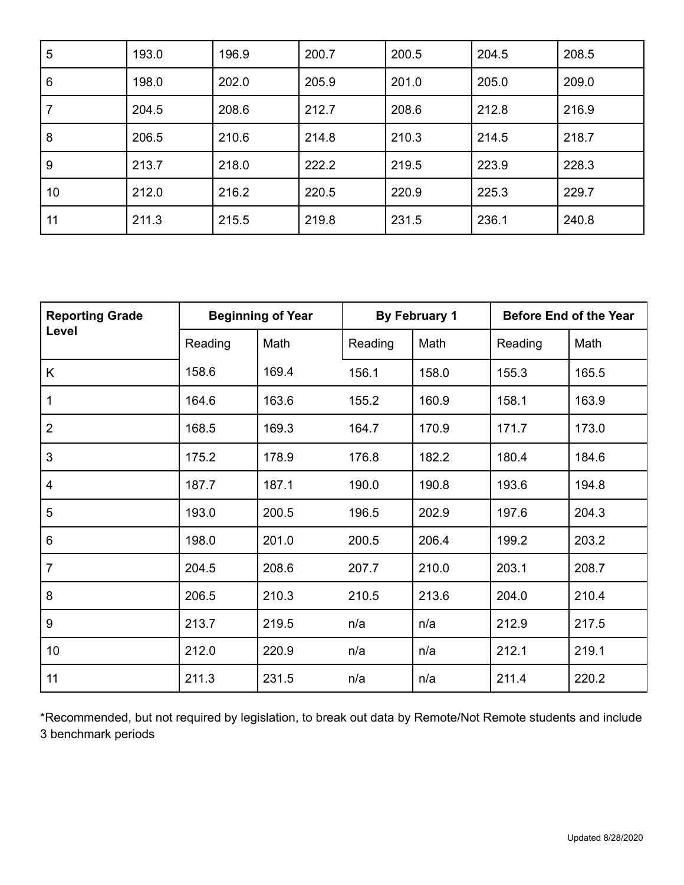| | | | | | | |
|---|---|---|---|---|---|---|
| 5 | 193.0 | 196.9 | 200.7 | 200.5 | 204.5 | 208.5 |
| 6 | 198.0 | 202.0 | 205.9 | 201.0 | 205.0 | 209.0 |
| 7 | 204.5 | 208.6 | 212.7 | 208.6 | 212.8 | 216.9 |
| 8 | 206.5 | 210.6 | 214.8 | 210.3 | 214.5 | 218.7 |
| 9 | 213.7 | 218.0 | 222.2 | 219.5 | 223.9 | 228.3 |
| 10 | 212.0 | 216.2 | 220.5 | 220.9 | 225.3 | 229.7 |
| 11 | 211.3 | 215.5 | 219.8 | 231.5 | 236.1 | 240.8 |

| Reporting Grade Level | Beginning of Year | | By February 1 | | Before End of the Year | |
|---|---|---|---|---|---|---|
| | Reading | Math | Reading | Math | Reading | Math |
| K | 158.6 | 169.4 | 156.1 | 158.0 | 155.3 | 165.5 |
| 1 | 164.6 | 163.6 | 155.2 | 160.9 | 158.1 | 163.9 |
| 2 | 168.5 | 169.3 | 164.7 | 170.9 | 171.7 | 173.0 |
| 3 | 175.2 | 178.9 | 176.8 | 182.2 | 180.4 | 184.6 |
| 4 | 187.7 | 187.1 | 190.0 | 190.8 | 193.6 | 194.8 |
| 5 | 193.0 | 200.5 | 196.5 | 202.9 | 197.6 | 204.3 |
| 6 | 198.0 | 201.0 | 200.5 | 206.4 | 199.2 | 203.2 |
| 7 | 204.5 | 208.6 | 207.7 | 210.0 | 203.1 | 208.7 |
| 8 | 206.5 | 210.3 | 210.5 | 213.6 | 204.0 | 210.4 |
| 9 | 213.7 | 219.5 | n/a | n/a | 212.9 | 217.5 |
| 10 | 212.0 | 220.9 | n/a | n/a | 212.1 | 219.1 |
| 11 | 211.3 | 231.5 | n/a | n/a | 211.4 | 220.2 |

*Recommended, but not required by legislation, to break out data by Remote/Not Remote students and include 3 benchmark periods

Updated 8/28/2020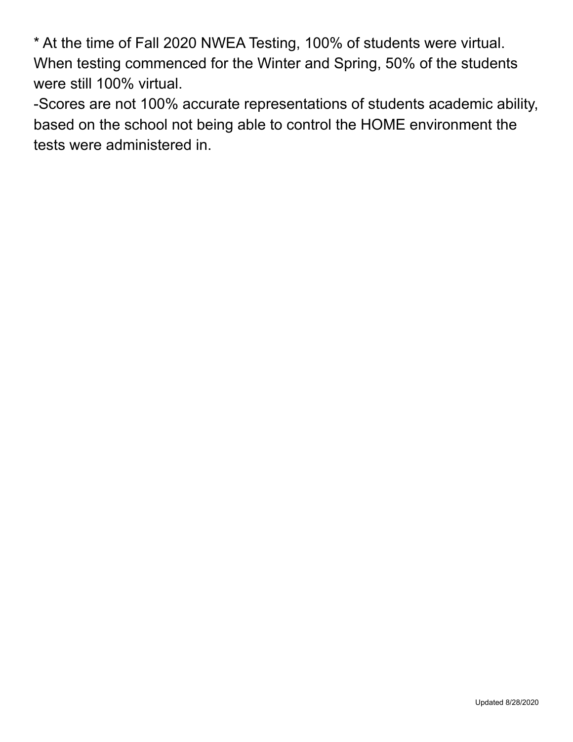* At the time of Fall 2020 NWEA Testing, 100% of students were virtual. When testing commenced for the Winter and Spring, 50% of the students were still 100% virtual.

-Scores are not 100% accurate representations of students academic ability, based on the school not being able to control the HOME environment the tests were administered in.

Updated 8/28/2020